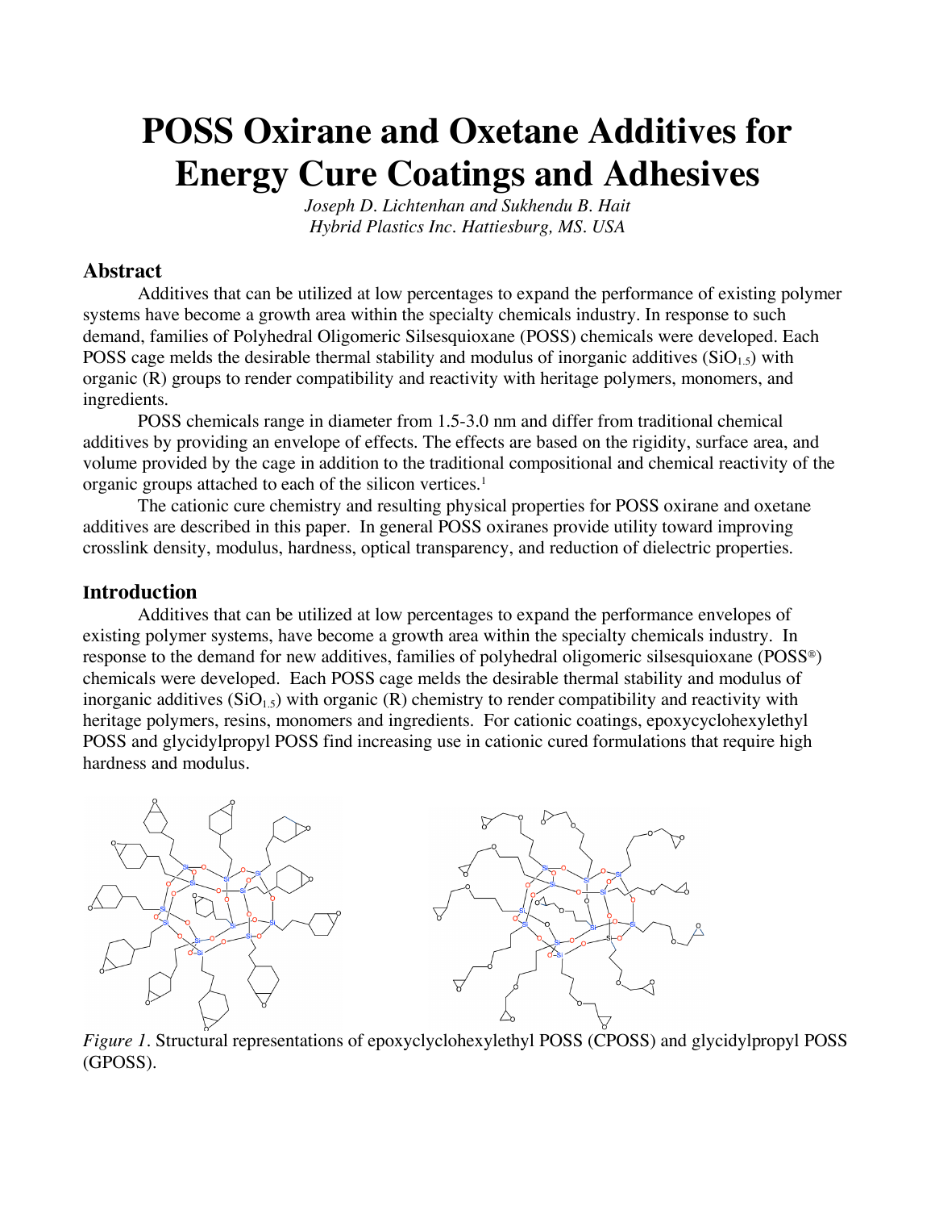# POSS Oxirane and Oxetane Additives for Energy Cure Coatings and Adhesives

*Joseph D. Lichtenhan and Sukhendu B. Hait*
*Hybrid Plastics Inc. Hattiesburg, MS. USA*

## Abstract

Additives that can be utilized at low percentages to expand the performance of existing polymer systems have become a growth area within the specialty chemicals industry. In response to such demand, families of Polyhedral Oligomeric Silsesquioxane (POSS) chemicals were developed. Each POSS cage melds the desirable thermal stability and modulus of inorganic additives ($SiO_{1.5}$) with organic (R) groups to render compatibility and reactivity with heritage polymers, monomers, and ingredients.

POSS chemicals range in diameter from 1.5-3.0 nm and differ from traditional chemical additives by providing an envelope of effects. The effects are based on the rigidity, surface area, and volume provided by the cage in addition to the traditional compositional and chemical reactivity of the organic groups attached to each of the silicon vertices.[1]

The cationic cure chemistry and resulting physical properties for POSS oxirane and oxetane additives are described in this paper. In general POSS oxiranes provide utility toward improving crosslink density, modulus, hardness, optical transparency, and reduction of dielectric properties.

## Introduction

Additives that can be utilized at low percentages to expand the performance envelopes of existing polymer systems, have become a growth area within the specialty chemicals industry. In response to the demand for new additives, families of polyhedral oligomeric silsesquioxane (POSS®) chemicals were developed. Each POSS cage melds the desirable thermal stability and modulus of inorganic additives ($SiO_{1.5}$) with organic (R) chemistry to render compatibility and reactivity with heritage polymers, resins, monomers and ingredients. For cationic coatings, epoxycyclohexylethyl POSS and glycidylpropyl POSS find increasing use in cationic cured formulations that require high hardness and modulus.

*Figure 1.* Structural representations of epoxyclyclohexylethyl POSS (CPOSS) and glycidylpropyl POSS (GPOSS).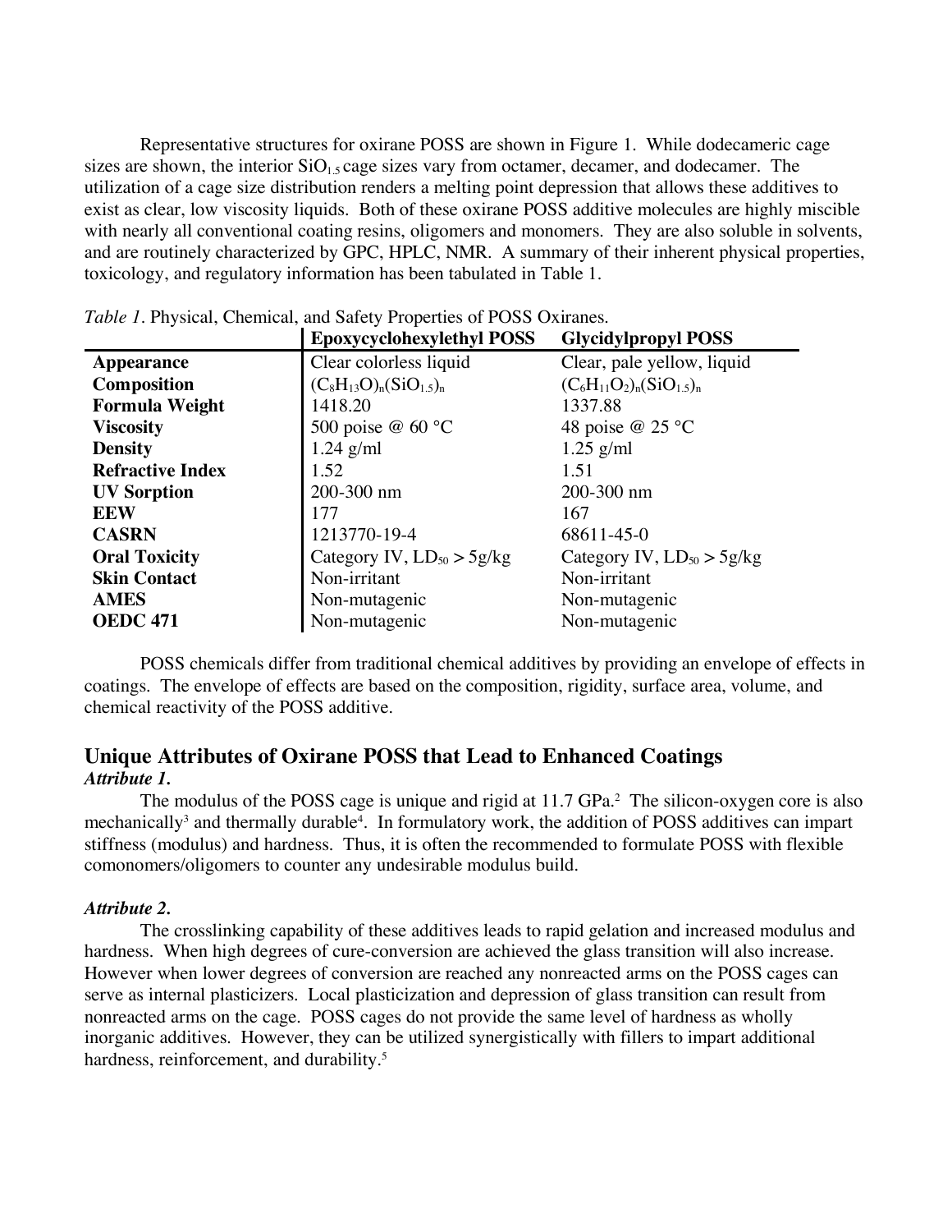Representative structures for oxirane POSS are shown in Figure 1. While dodecameric cage sizes are shown, the interior $SiO_{1.5}$ cage sizes vary from octamer, decamer, and dodecamer. The utilization of a cage size distribution renders a melting point depression that allows these additives to exist as clear, low viscosity liquids. Both of these oxirane POSS additive molecules are highly miscible with nearly all conventional coating resins, oligomers and monomers. They are also soluble in solvents, and are routinely characterized by GPC, HPLC, NMR. A summary of their inherent physical properties, toxicology, and regulatory information has been tabulated in Table 1.

*Table 1*. Physical, Chemical, and Safety Properties of POSS Oxiranes.

| | **Epoxycyclohexylethyl POSS** | **Glycidylpropyl POSS** |
|---|---|---|
| **Appearance** | Clear colorless liquid | Clear, pale yellow, liquid |
| **Composition** | $(C_8H_{13}O)_n(SiO_{1.5})_n$ | $(C_6H_{11}O_2)_n(SiO_{1.5})_n$ |
| **Formula Weight** | 1418.20 | 1337.88 |
| **Viscosity** | 500 poise @ 60 °C | 48 poise @ 25 °C |
| **Density** | 1.24 g/ml | 1.25 g/ml |
| **Refractive Index** | 1.52 | 1.51 |
| **UV Sorption** | 200-300 nm | 200-300 nm |
| **EEW** | 177 | 167 |
| **CASRN** | 1213770-19-4 | 68611-45-0 |
| **Oral Toxicity** | Category IV, $LD_{50} > 5g/kg$ | Category IV, $LD_{50} > 5g/kg$ |
| **Skin Contact** | Non-irritant | Non-irritant |
| **AMES** | Non-mutagenic | Non-mutagenic |
| **OEDC 471** | Non-mutagenic | Non-mutagenic |

POSS chemicals differ from traditional chemical additives by providing an envelope of effects in coatings. The envelope of effects are based on the composition, rigidity, surface area, volume, and chemical reactivity of the POSS additive.

## Unique Attributes of Oxirane POSS that Lead to Enhanced Coatings

***Attribute 1.***

The modulus of the POSS cage is unique and rigid at 11.7 GPa.[2] The silicon-oxygen core is also mechanically[3] and thermally durable[4]. In formulatory work, the addition of POSS additives can impart stiffness (modulus) and hardness. Thus, it is often the recommended to formulate POSS with flexible comonomers/oligomers to counter any undesirable modulus build.

***Attribute 2.***

The crosslinking capability of these additives leads to rapid gelation and increased modulus and hardness. When high degrees of cure-conversion are achieved the glass transition will also increase. However when lower degrees of conversion are reached any nonreacted arms on the POSS cages can serve as internal plasticizers. Local plasticization and depression of glass transition can result from nonreacted arms on the cage. POSS cages do not provide the same level of hardness as wholly inorganic additives. However, they can be utilized synergistically with fillers to impart additional hardness, reinforcement, and durability.[5]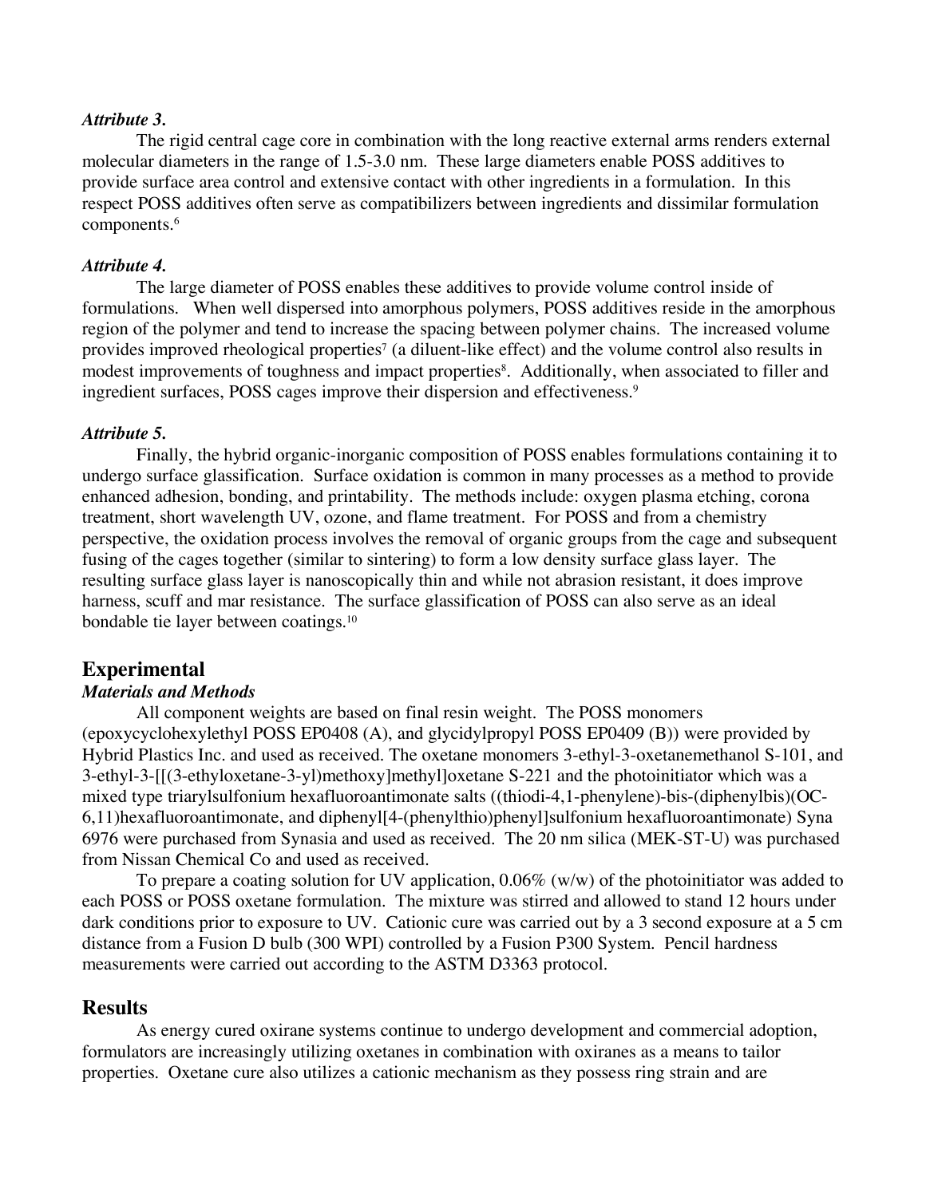### *Attribute 3.*

The rigid central cage core in combination with the long reactive external arms renders external molecular diameters in the range of 1.5-3.0 nm. These large diameters enable POSS additives to provide surface area control and extensive contact with other ingredients in a formulation. In this respect POSS additives often serve as compatibilizers between ingredients and dissimilar formulation components.[6]

### *Attribute 4.*

The large diameter of POSS enables these additives to provide volume control inside of formulations. When well dispersed into amorphous polymers, POSS additives reside in the amorphous region of the polymer and tend to increase the spacing between polymer chains. The increased volume provides improved rheological properties[7] (a diluent-like effect) and the volume control also results in modest improvements of toughness and impact properties[8]. Additionally, when associated to filler and ingredient surfaces, POSS cages improve their dispersion and effectiveness.[9]

### *Attribute 5.*

Finally, the hybrid organic-inorganic composition of POSS enables formulations containing it to undergo surface glassification. Surface oxidation is common in many processes as a method to provide enhanced adhesion, bonding, and printability. The methods include: oxygen plasma etching, corona treatment, short wavelength UV, ozone, and flame treatment. For POSS and from a chemistry perspective, the oxidation process involves the removal of organic groups from the cage and subsequent fusing of the cages together (similar to sintering) to form a low density surface glass layer. The resulting surface glass layer is nanoscopically thin and while not abrasion resistant, it does improve harness, scuff and mar resistance. The surface glassification of POSS can also serve as an ideal bondable tie layer between coatings.[10]

## Experimental

### *Materials and Methods*

All component weights are based on final resin weight. The POSS monomers (epoxycyclohexylethyl POSS EP0408 (A), and glycidylpropyl POSS EP0409 (B)) were provided by Hybrid Plastics Inc. and used as received. The oxetane monomers 3-ethyl-3-oxetanemethanol S-101, and 3-ethyl-3-[[(3-ethyloxetane-3-yl)methoxy]methyl]oxetane S-221 and the photoinitiator which was a mixed type triarylsulfonium hexafluoroantimonate salts ((thiodi-4,1-phenylene)-bis-(diphenylbis)(OC-6,11)hexafluoroantimonate, and diphenyl[4-(phenylthio)phenyl]sulfonium hexafluoroantimonate) Syna 6976 were purchased from Synasia and used as received. The 20 nm silica (MEK-ST-U) was purchased from Nissan Chemical Co and used as received.

To prepare a coating solution for UV application, 0.06% (w/w) of the photoinitiator was added to each POSS or POSS oxetane formulation. The mixture was stirred and allowed to stand 12 hours under dark conditions prior to exposure to UV. Cationic cure was carried out by a 3 second exposure at a 5 cm distance from a Fusion D bulb (300 WPI) controlled by a Fusion P300 System. Pencil hardness measurements were carried out according to the ASTM D3363 protocol.

## Results

As energy cured oxirane systems continue to undergo development and commercial adoption, formulators are increasingly utilizing oxetanes in combination with oxiranes as a means to tailor properties. Oxetane cure also utilizes a cationic mechanism as they possess ring strain and are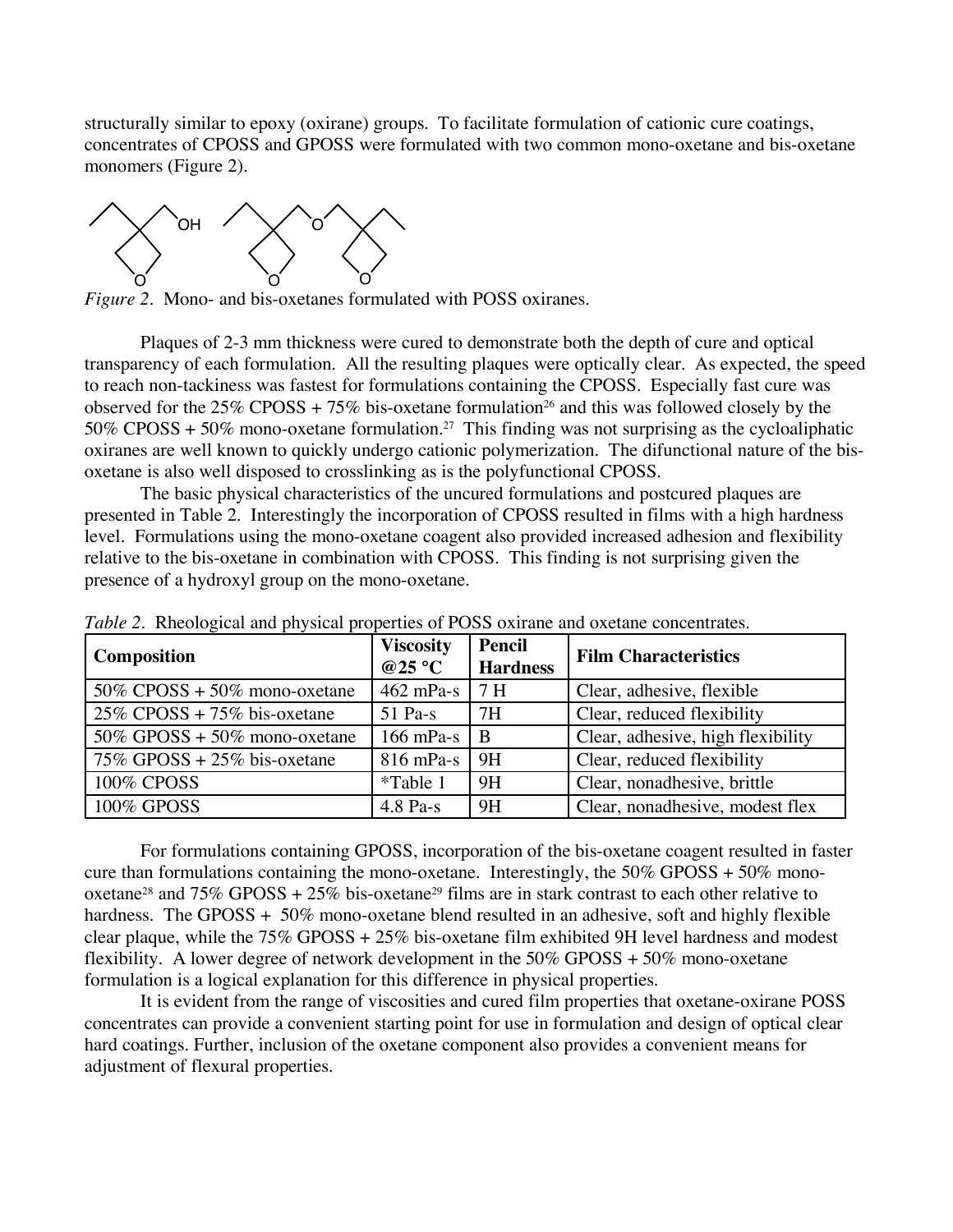structurally similar to epoxy (oxirane) groups. To facilitate formulation of cationic cure coatings, concentrates of CPOSS and GPOSS were formulated with two common mono-oxetane and bis-oxetane monomers (Figure 2).

*Figure 2*. Mono- and bis-oxetanes formulated with POSS oxiranes.

Plaques of 2-3 mm thickness were cured to demonstrate both the depth of cure and optical transparency of each formulation. All the resulting plaques were optically clear. As expected, the speed to reach non-tackiness was fastest for formulations containing the CPOSS. Especially fast cure was observed for the 25% CPOSS + 75% bis-oxetane formulation[26] and this was followed closely by the 50% CPOSS + 50% mono-oxetane formulation.[27] This finding was not surprising as the cycloaliphatic oxiranes are well known to quickly undergo cationic polymerization. The difunctional nature of the bis-oxetane is also well disposed to crosslinking as is the polyfunctional CPOSS.

The basic physical characteristics of the uncured formulations and postcured plaques are presented in Table 2. Interestingly the incorporation of CPOSS resulted in films with a high hardness level. Formulations using the mono-oxetane coagent also provided increased adhesion and flexibility relative to the bis-oxetane in combination with CPOSS. This finding is not surprising given the presence of a hydroxyl group on the mono-oxetane.

*Table 2*. Rheological and physical properties of POSS oxirane and oxetane concentrates.

| Composition | Viscosity @25 °C | Pencil Hardness | Film Characteristics |
|---|---|---|---|
| 50% CPOSS + 50% mono-oxetane | 462 mPa-s | 7 H | Clear, adhesive, flexible |
| 25% CPOSS + 75% bis-oxetane | 51 Pa-s | 7H | Clear, reduced flexibility |
| 50% GPOSS + 50% mono-oxetane | 166 mPa-s | B | Clear, adhesive, high flexibility |
| 75% GPOSS + 25% bis-oxetane | 816 mPa-s | 9H | Clear, reduced flexibility |
| 100% CPOSS | *Table 1 | 9H | Clear, nonadhesive, brittle |
| 100% GPOSS | 4.8 Pa-s | 9H | Clear, nonadhesive, modest flex |

For formulations containing GPOSS, incorporation of the bis-oxetane coagent resulted in faster cure than formulations containing the mono-oxetane. Interestingly, the 50% GPOSS + 50% mono-oxetane[28] and 75% GPOSS + 25% bis-oxetane[29] films are in stark contrast to each other relative to hardness. The GPOSS + 50% mono-oxetane blend resulted in an adhesive, soft and highly flexible clear plaque, while the 75% GPOSS + 25% bis-oxetane film exhibited 9H level hardness and modest flexibility. A lower degree of network development in the 50% GPOSS + 50% mono-oxetane formulation is a logical explanation for this difference in physical properties.

It is evident from the range of viscosities and cured film properties that oxetane-oxirane POSS concentrates can provide a convenient starting point for use in formulation and design of optical clear hard coatings. Further, inclusion of the oxetane component also provides a convenient means for adjustment of flexural properties.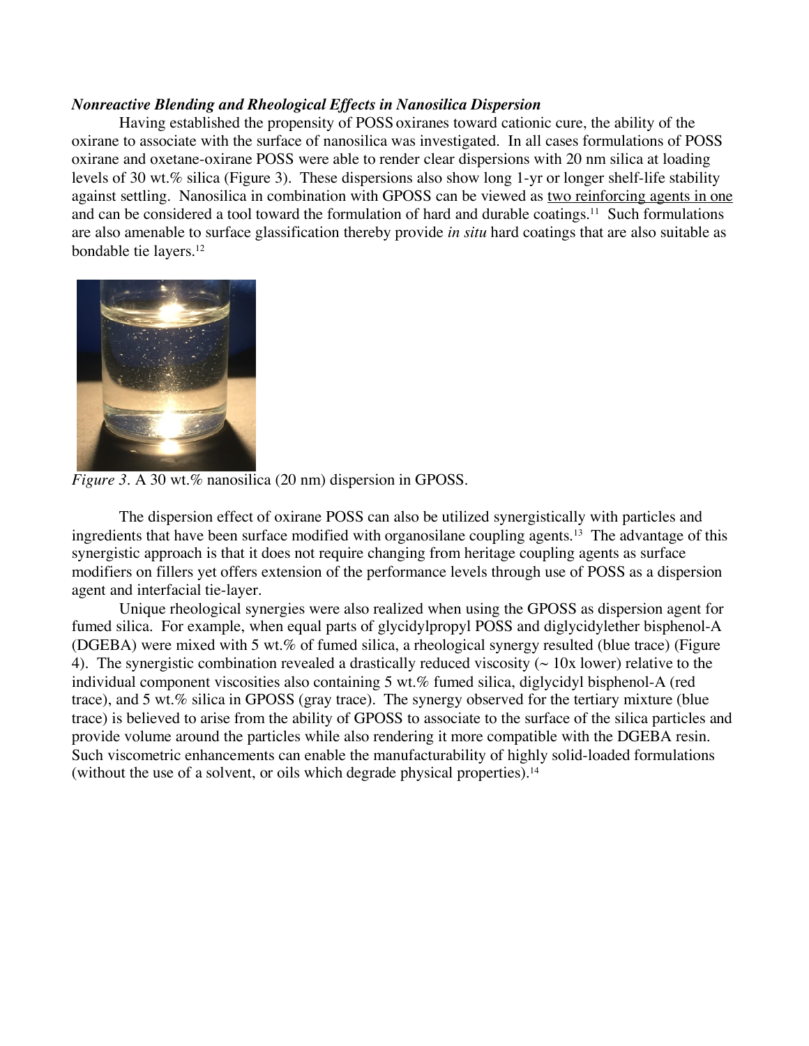***Nonreactive Blending and Rheological Effects in Nanosilica Dispersion***

Having established the propensity of POSS oxiranes toward cationic cure, the ability of the oxirane to associate with the surface of nanosilica was investigated. In all cases formulations of POSS oxirane and oxetane-oxirane POSS were able to render clear dispersions with 20 nm silica at loading levels of 30 wt.% silica (Figure 3). These dispersions also show long 1-yr or longer shelf-life stability against settling. Nanosilica in combination with GPOSS can be viewed as <u>two reinforcing agents in one</u> and can be considered a tool toward the formulation of hard and durable coatings.[11] Such formulations are also amenable to surface glassification thereby provide *in situ* hard coatings that are also suitable as bondable tie layers.[12]

*Figure 3.* A 30 wt.% nanosilica (20 nm) dispersion in GPOSS.

The dispersion effect of oxirane POSS can also be utilized synergistically with particles and ingredients that have been surface modified with organosilane coupling agents.[13] The advantage of this synergistic approach is that it does not require changing from heritage coupling agents as surface modifiers on fillers yet offers extension of the performance levels through use of POSS as a dispersion agent and interfacial tie-layer.

Unique rheological synergies were also realized when using the GPOSS as dispersion agent for fumed silica. For example, when equal parts of glycidylpropyl POSS and diglycidylether bisphenol-A (DGEBA) were mixed with 5 wt.% of fumed silica, a rheological synergy resulted (blue trace) (Figure 4). The synergistic combination revealed a drastically reduced viscosity (~ 10x lower) relative to the individual component viscosities also containing 5 wt.% fumed silica, diglycidyl bisphenol-A (red trace), and 5 wt.% silica in GPOSS (gray trace). The synergy observed for the tertiary mixture (blue trace) is believed to arise from the ability of GPOSS to associate to the surface of the silica particles and provide volume around the particles while also rendering it more compatible with the DGEBA resin. Such viscometric enhancements can enable the manufacturability of highly solid-loaded formulations (without the use of a solvent, or oils which degrade physical properties).[14]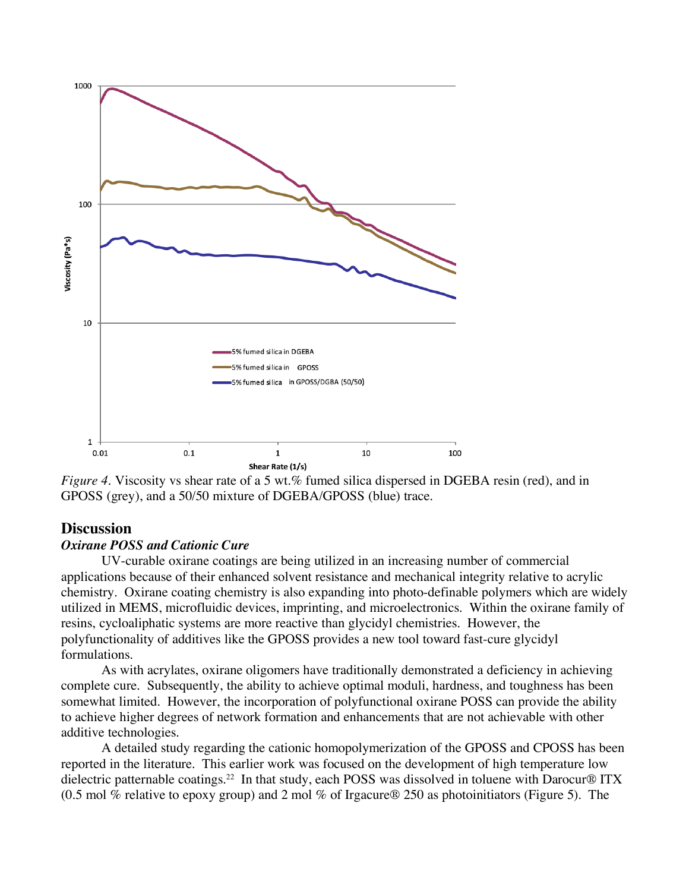*Figure 4*. Viscosity vs shear rate of a 5 wt.% fumed silica dispersed in DGEBA resin (red), and in GPOSS (grey), and a 50/50 mixture of DGEBA/GPOSS (blue) trace.

## Discussion

### *Oxirane POSS and Cationic Cure*

UV-curable oxirane coatings are being utilized in an increasing number of commercial applications because of their enhanced solvent resistance and mechanical integrity relative to acrylic chemistry. Oxirane coating chemistry is also expanding into photo-definable polymers which are widely utilized in MEMS, microfluidic devices, imprinting, and microelectronics. Within the oxirane family of resins, cycloaliphatic systems are more reactive than glycidyl chemistries. However, the polyfunctionality of additives like the GPOSS provides a new tool toward fast-cure glycidyl formulations.

As with acrylates, oxirane oligomers have traditionally demonstrated a deficiency in achieving complete cure. Subsequently, the ability to achieve optimal moduli, hardness, and toughness has been somewhat limited. However, the incorporation of polyfunctional oxirane POSS can provide the ability to achieve higher degrees of network formation and enhancements that are not achievable with other additive technologies.

A detailed study regarding the cationic homopolymerization of the GPOSS and CPOSS has been reported in the literature. This earlier work was focused on the development of high temperature low dielectric patternable coatings.[22] In that study, each POSS was dissolved in toluene with Darocur® ITX (0.5 mol % relative to epoxy group) and 2 mol % of Irgacure® 250 as photoinitiators (Figure 5). The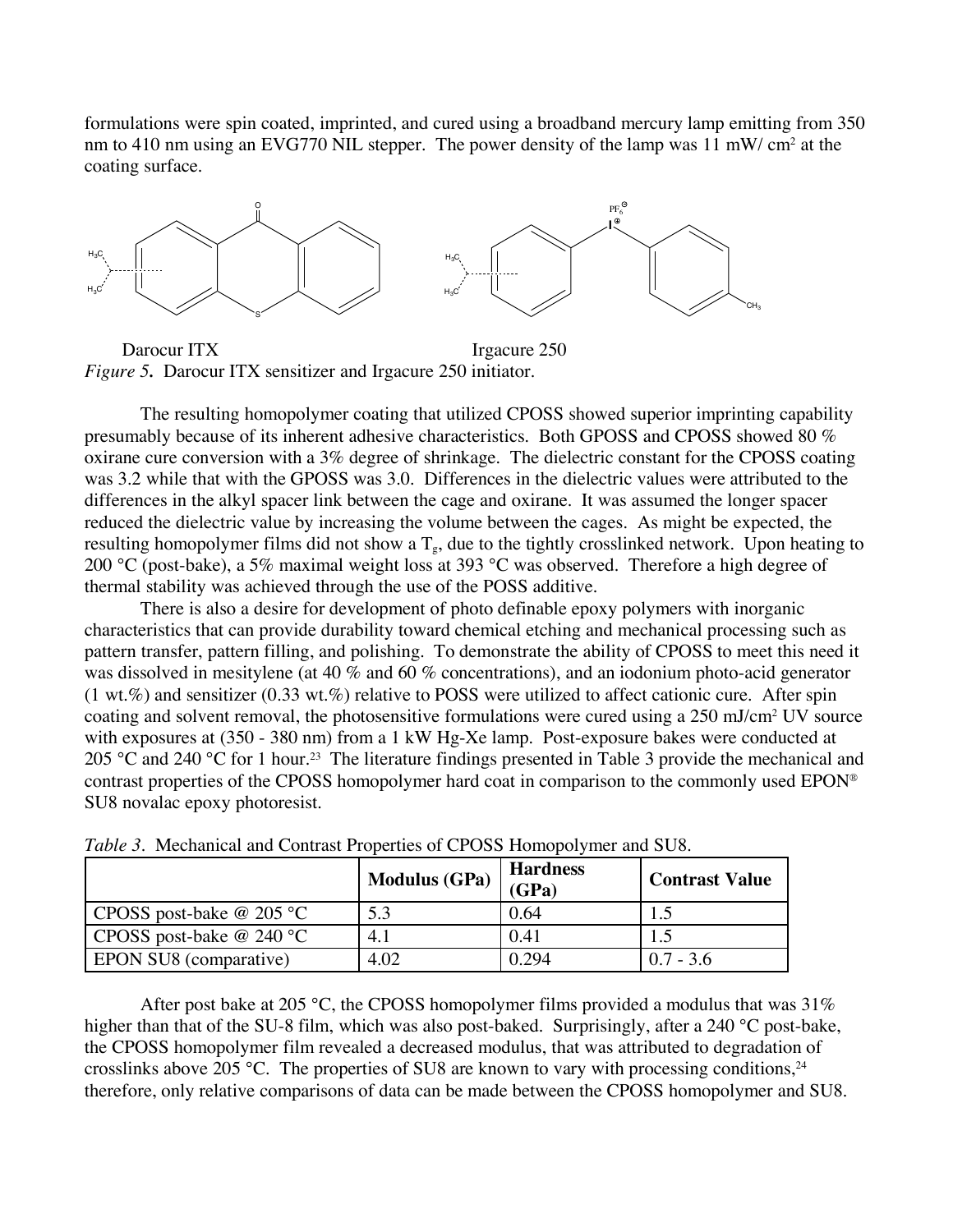formulations were spin coated, imprinted, and cured using a broadband mercury lamp emitting from 350 nm to 410 nm using an EVG770 NIL stepper. The power density of the lamp was 11 mW/ $cm^2$ at the coating surface.

Darocur ITX Irgacure 250

*Figure 5.* Darocur ITX sensitizer and Irgacure 250 initiator.

The resulting homopolymer coating that utilized CPOSS showed superior imprinting capability presumably because of its inherent adhesive characteristics. Both GPOSS and CPOSS showed 80 % oxirane cure conversion with a 3% degree of shrinkage. The dielectric constant for the CPOSS coating was 3.2 while that with the GPOSS was 3.0. Differences in the dielectric values were attributed to the differences in the alkyl spacer link between the cage and oxirane. It was assumed the longer spacer reduced the dielectric value by increasing the volume between the cages. As might be expected, the resulting homopolymer films did not show a $T_g$, due to the tightly crosslinked network. Upon heating to 200 °C (post-bake), a 5% maximal weight loss at 393 °C was observed. Therefore a high degree of thermal stability was achieved through the use of the POSS additive.

There is also a desire for development of photo definable epoxy polymers with inorganic characteristics that can provide durability toward chemical etching and mechanical processing such as pattern transfer, pattern filling, and polishing. To demonstrate the ability of CPOSS to meet this need it was dissolved in mesitylene (at 40 % and 60 % concentrations), and an iodonium photo-acid generator (1 wt.%) and sensitizer (0.33 wt.%) relative to POSS were utilized to affect cationic cure. After spin coating and solvent removal, the photosensitive formulations were cured using a 250 mJ/$cm^2$ UV source with exposures at (350 - 380 nm) from a 1 kW Hg-Xe lamp. Post-exposure bakes were conducted at 205 °C and 240 °C for 1 hour.[23] The literature findings presented in Table 3 provide the mechanical and contrast properties of the CPOSS homopolymer hard coat in comparison to the commonly used EPON® SU8 novalac epoxy photoresist.

*Table 3.* Mechanical and Contrast Properties of CPOSS Homopolymer and SU8.

| | Modulus (GPa) | Hardness (GPa) | Contrast Value |
|---|---|---|---|
| CPOSS post-bake @ 205 °C | 5.3 | 0.64 | 1.5 |
| CPOSS post-bake @ 240 °C | 4.1 | 0.41 | 1.5 |
| EPON SU8 (comparative) | 4.02 | 0.294 | 0.7 - 3.6 |

After post bake at 205 °C, the CPOSS homopolymer films provided a modulus that was 31% higher than that of the SU-8 film, which was also post-baked. Surprisingly, after a 240 °C post-bake, the CPOSS homopolymer film revealed a decreased modulus, that was attributed to degradation of crosslinks above 205 °C. The properties of SU8 are known to vary with processing conditions,[24] therefore, only relative comparisons of data can be made between the CPOSS homopolymer and SU8.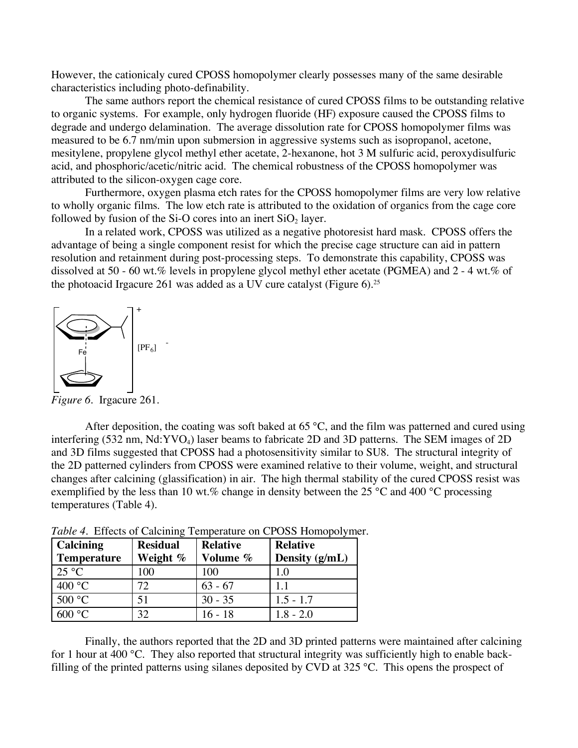However, the cationicaly cured CPOSS homopolymer clearly possesses many of the same desirable characteristics including photo-definability.

The same authors report the chemical resistance of cured CPOSS films to be outstanding relative to organic systems. For example, only hydrogen fluoride (HF) exposure caused the CPOSS films to degrade and undergo delamination. The average dissolution rate for CPOSS homopolymer films was measured to be 6.7 nm/min upon submersion in aggressive systems such as isopropanol, acetone, mesitylene, propylene glycol methyl ether acetate, 2-hexanone, hot 3 M sulfuric acid, peroxydisulfuric acid, and phosphoric/acetic/nitric acid. The chemical robustness of the CPOSS homopolymer was attributed to the silicon-oxygen cage core.

Furthermore, oxygen plasma etch rates for the CPOSS homopolymer films are very low relative to wholly organic films. The low etch rate is attributed to the oxidation of organics from the cage core followed by fusion of the Si-O cores into an inert $SiO_2$ layer.

In a related work, CPOSS was utilized as a negative photoresist hard mask. CPOSS offers the advantage of being a single component resist for which the precise cage structure can aid in pattern resolution and retainment during post-processing steps. To demonstrate this capability, CPOSS was dissolved at 50 - 60 wt.% levels in propylene glycol methyl ether acetate (PGMEA) and 2 - 4 wt.% of the photoacid Irgacure 261 was added as a UV cure catalyst (Figure 6).[25]

$[PF_6]^-$

*Figure 6*. Irgacure 261.

After deposition, the coating was soft baked at 65 °C, and the film was patterned and cured using interfering (532 nm, Nd:$YVO_4$) laser beams to fabricate 2D and 3D patterns. The SEM images of 2D and 3D films suggested that CPOSS had a photosensitivity similar to SU8. The structural integrity of the 2D patterned cylinders from CPOSS were examined relative to their volume, weight, and structural changes after calcining (glassification) in air. The high thermal stability of the cured CPOSS resist was exemplified by the less than 10 wt.% change in density between the 25 °C and 400 °C processing temperatures (Table 4).

*Table 4*. Effects of Calcining Temperature on CPOSS Homopolymer.

| **Calcining Temperature** | **Residual Weight %** | **Relative Volume %** | **Relative Density (g/mL)** |
|---|---|---|---|
| 25 °C | 100 | 100 | 1.0 |
| 400 °C | 72 | 63 - 67 | 1.1 |
| 500 °C | 51 | 30 - 35 | 1.5 - 1.7 |
| 600 °C | 32 | 16 - 18 | 1.8 - 2.0 |

Finally, the authors reported that the 2D and 3D printed patterns were maintained after calcining for 1 hour at 400 °C. They also reported that structural integrity was sufficiently high to enable back-filling of the printed patterns using silanes deposited by CVD at 325 °C. This opens the prospect of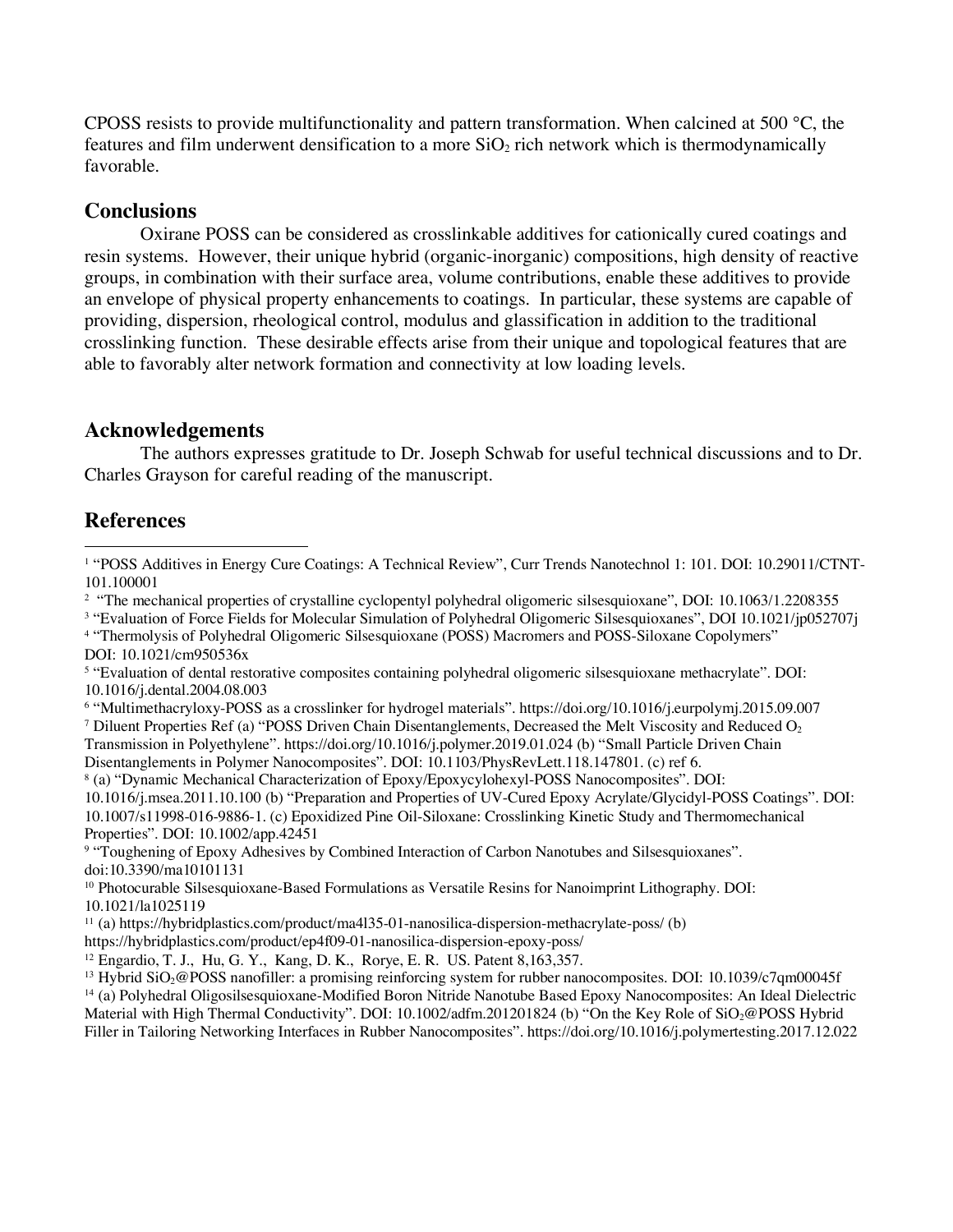CPOSS resists to provide multifunctionality and pattern transformation. When calcined at 500 °C, the features and film underwent densification to a more $SiO_2$ rich network which is thermodynamically favorable.

## Conclusions

Oxirane POSS can be considered as crosslinkable additives for cationically cured coatings and resin systems. However, their unique hybrid (organic-inorganic) compositions, high density of reactive groups, in combination with their surface area, volume contributions, enable these additives to provide an envelope of physical property enhancements to coatings. In particular, these systems are capable of providing, dispersion, rheological control, modulus and glassification in addition to the traditional crosslinking function. These desirable effects arise from their unique and topological features that are able to favorably alter network formation and connectivity at low loading levels.

## Acknowledgements

The authors expresses gratitude to Dr. Joseph Schwab for useful technical discussions and to Dr. Charles Grayson for careful reading of the manuscript.

## References

[1] "POSS Additives in Energy Cure Coatings: A Technical Review", Curr Trends Nanotechnol 1: 101. DOI: 10.29011/CTNT-101.100001

[2] "The mechanical properties of crystalline cyclopentyl polyhedral oligomeric silsesquioxane", DOI: 10.1063/1.2208355

[3] "Evaluation of Force Fields for Molecular Simulation of Polyhedral Oligomeric Silsesquioxanes", DOI 10.1021/jp052707j

[4] "Thermolysis of Polyhedral Oligomeric Silsesquioxane (POSS) Macromers and POSS-Siloxane Copolymers" DOI: 10.1021/cm950536x

[5] "Evaluation of dental restorative composites containing polyhedral oligomeric silsesquioxane methacrylate". DOI: 10.1016/j.dental.2004.08.003

[6] "Multimethacryloxy-POSS as a crosslinker for hydrogel materials". https://doi.org/10.1016/j.eurpolymj.2015.09.007

[7] Diluent Properties Ref (a) "POSS Driven Chain Disentanglements, Decreased the Melt Viscosity and Reduced $O_2$ Transmission in Polyethylene". https://doi.org/10.1016/j.polymer.2019.01.024 (b) "Small Particle Driven Chain Disentanglements in Polymer Nanocomposites". DOI: 10.1103/PhysRevLett.118.147801. (c) ref 6.

[8] (a) "Dynamic Mechanical Characterization of Epoxy/Epoxycylohexyl-POSS Nanocomposites". DOI: 10.1016/j.msea.2011.10.100 (b) "Preparation and Properties of UV-Cured Epoxy Acrylate/Glycidyl-POSS Coatings". DOI: 10.1007/s11998-016-9886-1. (c) Epoxidized Pine Oil-Siloxane: Crosslinking Kinetic Study and Thermomechanical Properties". DOI: 10.1002/app.42451

[9] "Toughening of Epoxy Adhesives by Combined Interaction of Carbon Nanotubes and Silsesquioxanes". doi:10.3390/ma10101131

[10] Photocurable Silsesquioxane-Based Formulations as Versatile Resins for Nanoimprint Lithography. DOI: 10.1021/la1025119

[11] (a) https://hybridplastics.com/product/ma4l35-01-nanosilica-dispersion-methacrylate-poss/ (b) https://hybridplastics.com/product/ep4f09-01-nanosilica-dispersion-epoxy-poss/

[12] Engardio, T. J., Hu, G. Y., Kang, D. K., Rorye, E. R. US. Patent 8,163,357.

[13] Hybrid $SiO_2$@POSS nanofiller: a promising reinforcing system for rubber nanocomposites. DOI: 10.1039/c7qm00045f

[14] (a) Polyhedral Oligosilsesquioxane-Modified Boron Nitride Nanotube Based Epoxy Nanocomposites: An Ideal Dielectric Material with High Thermal Conductivity". DOI: 10.1002/adfm.201201824 (b) "On the Key Role of $SiO_2$@POSS Hybrid Filler in Tailoring Networking Interfaces in Rubber Nanocomposites". https://doi.org/10.1016/j.polymertesting.2017.12.022